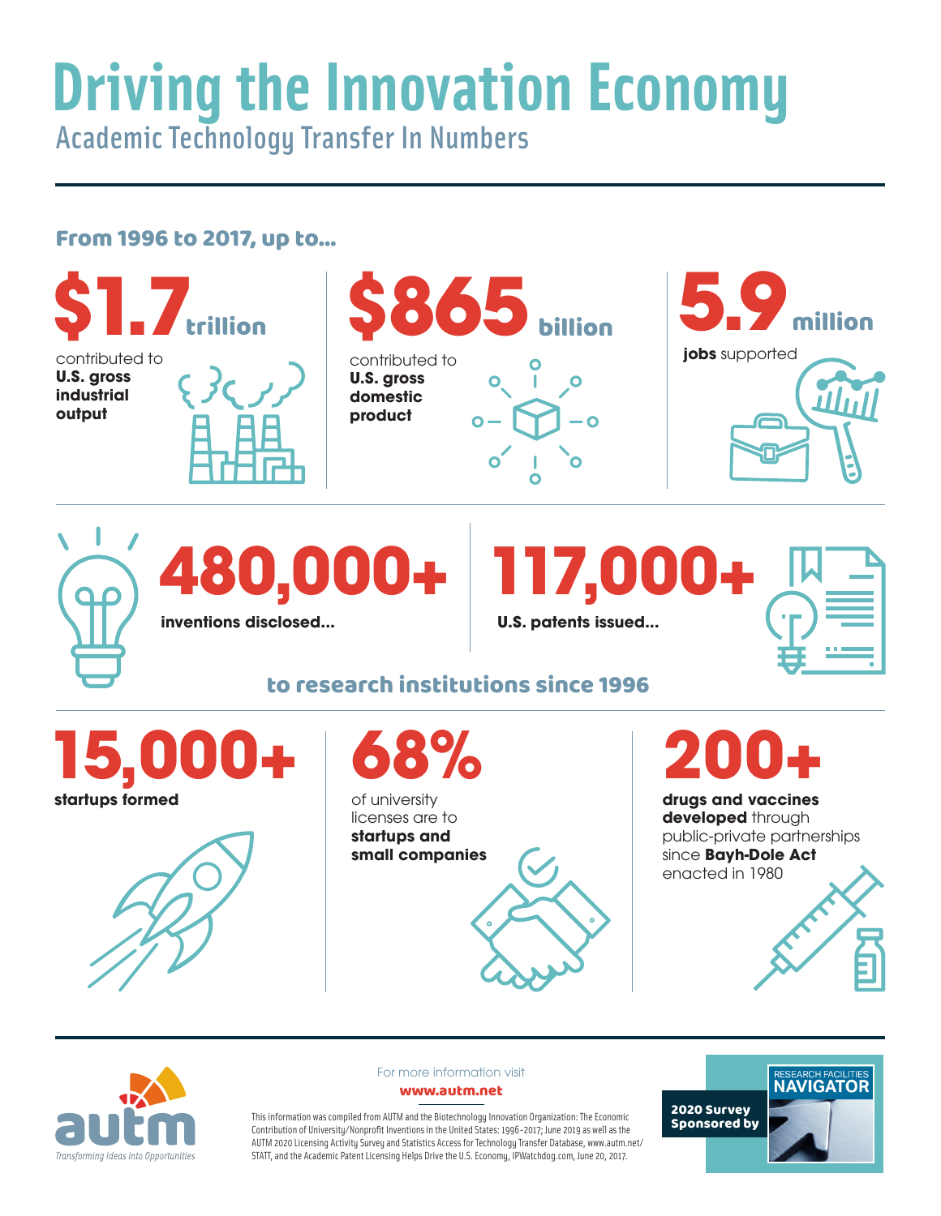# Driving the Innovation Economy

## Academic Technology Transfer In Numbers

### From 1996 to 2017, up to...

**$1.7 trillion**
contributed to **U.S. gross industrial output**

**$865 billion**
contributed to **U.S. gross domestic product**

**5.9 million**
**jobs** supported

**480,000+**
**inventions disclosed...**

**117,000+**
**U.S. patents issued...**

**to research institutions since 1996**

**15,000+**
**startups formed**

**68%**
of university licenses are to **startups and small companies**

**200+**
**drugs and vaccines developed** through public-private partnerships since **Bayh-Dole Act** enacted in 1980

autm
*Transforming Ideas into Opportunities*

For more information visit
**www.autm.net**

This information was compiled from AUTM and the Biotechnology Innovation Organization: The Economic Contribution of University/Nonprofit Inventions in the United States: 1996–2017; June 2019 as well as the AUTM 2020 Licensing Activity Survey and Statistics Access for Technology Transfer Database, www.autm.net/STATT, and the Academic Patent Licensing Helps Drive the U.S. Economy, IPWatchdog.com, June 20, 2017.

**2020 Survey Sponsored by** RESEARCH FACILITIES NAVIGATOR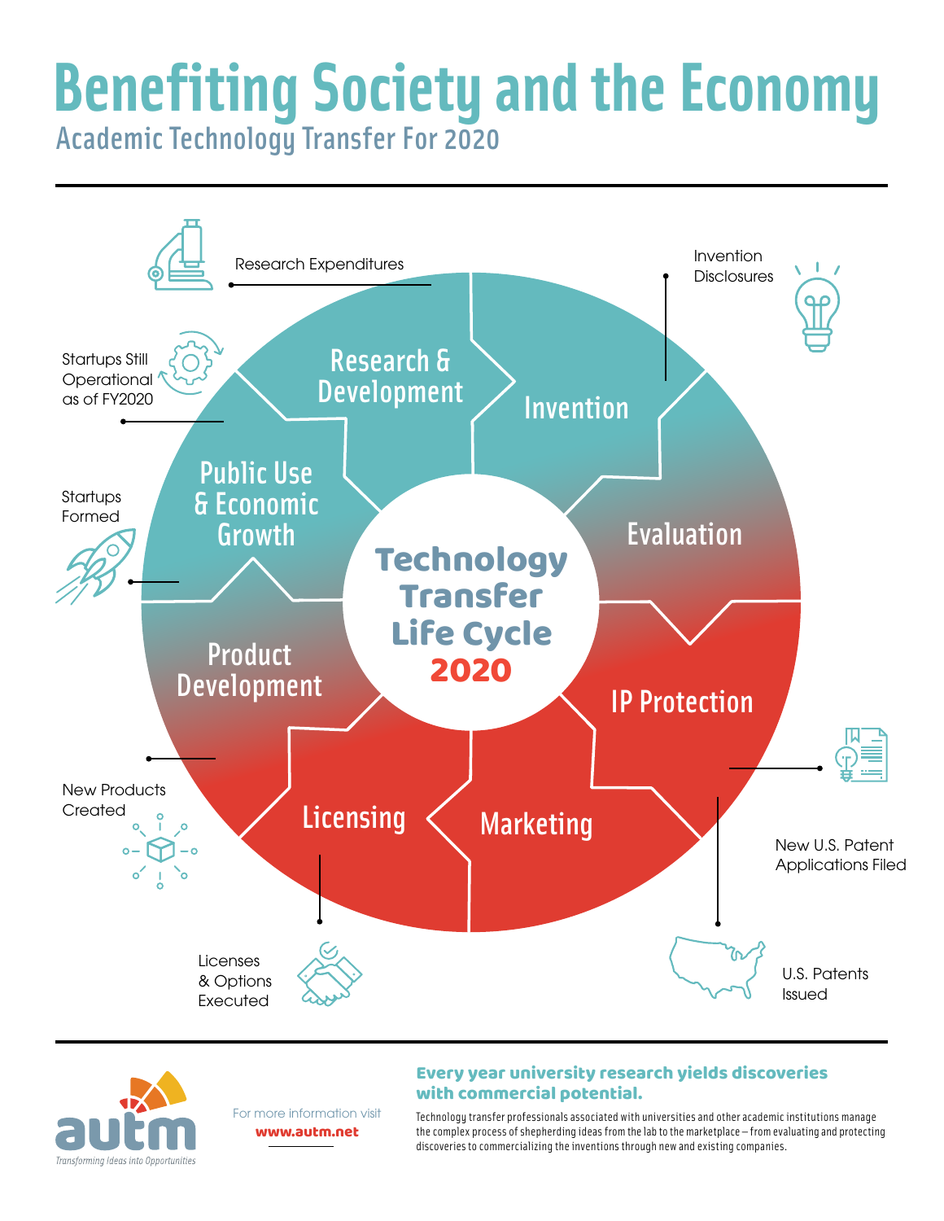# Benefiting Society and the Economy

## Academic Technology Transfer For 2020

Research Expenditures

Invention Disclosures

Startups Still Operational as of FY2020

Startups Formed

New Products Created

Licenses & Options Executed

New U.S. Patent Applications Filed

U.S. Patents Issued

Research & Development

Invention

Evaluation

IP Protection

Marketing

Licensing

Product Development

Public Use & Economic Growth

Technology Transfer Life Cycle 2020

autm

*Transforming Ideas into Opportunities*

For more information visit **www.autm.net**

**Every year university research yields discoveries with commercial potential.**

Technology transfer professionals associated with universities and other academic institutions manage the complex process of shepherding ideas from the lab to the marketplace – from evaluating and protecting discoveries to commercializing the inventions through new and existing companies.